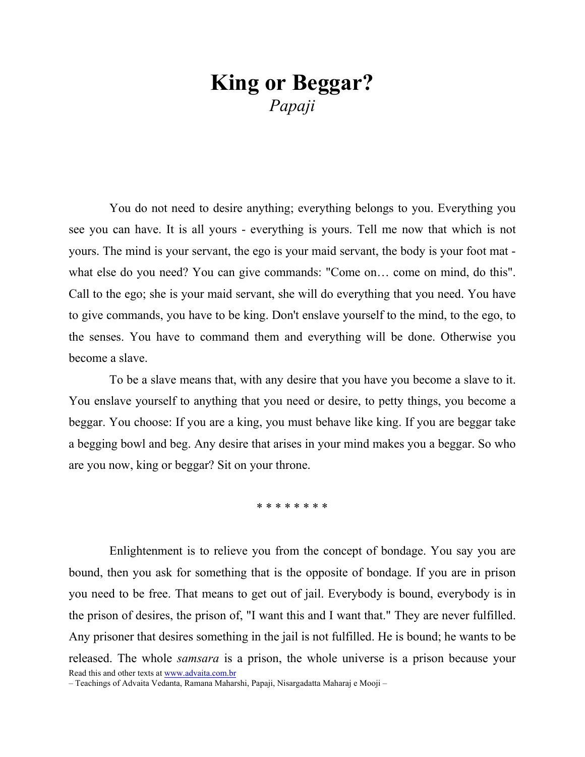# King or Beggar?

*Papaji*

You do not need to desire anything; everything belongs to you. Everything you see you can have. It is all yours - everything is yours. Tell me now that which is not yours. The mind is your servant, the ego is your maid servant, the body is your foot mat - what else do you need? You can give commands: "Come on… come on mind, do this". Call to the ego; she is your maid servant, she will do everything that you need. You have to give commands, you have to be king. Don't enslave yourself to the mind, to the ego, to the senses. You have to command them and everything will be done. Otherwise you become a slave.

To be a slave means that, with any desire that you have you become a slave to it. You enslave yourself to anything that you need or desire, to petty things, you become a beggar. You choose: If you are a king, you must behave like king. If you are beggar take a begging bowl and beg. Any desire that arises in your mind makes you a beggar. So who are you now, king or beggar? Sit on your throne.

\* \* \* \* \* \* \* \*

Enlightenment is to relieve you from the concept of bondage. You say you are bound, then you ask for something that is the opposite of bondage. If you are in prison you need to be free. That means to get out of jail. Everybody is bound, everybody is in the prison of desires, the prison of, "I want this and I want that." They are never fulfilled. Any prisoner that desires something in the jail is not fulfilled. He is bound; he wants to be released. The whole *samsara* is a prison, the whole universe is a prison because your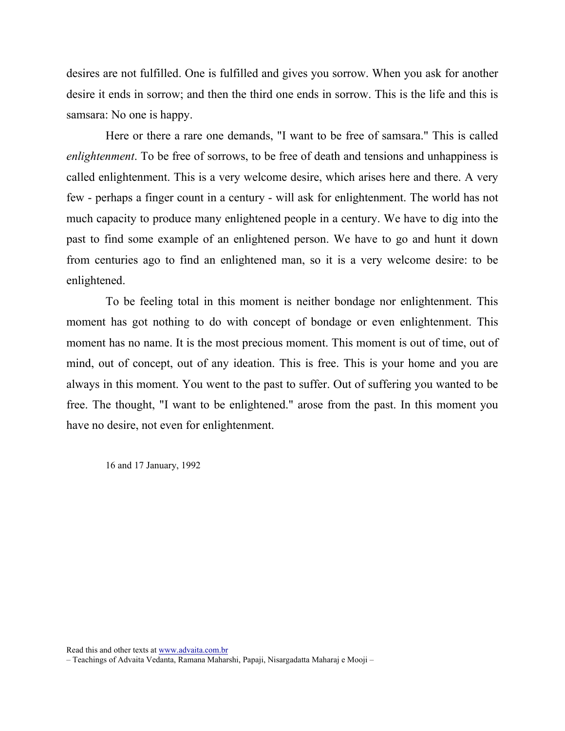desires are not fulfilled. One is fulfilled and gives you sorrow. When you ask for another desire it ends in sorrow; and then the third one ends in sorrow. This is the life and this is samsara: No one is happy.

Here or there a rare one demands, "I want to be free of samsara." This is called *enlightenment*. To be free of sorrows, to be free of death and tensions and unhappiness is called enlightenment. This is a very welcome desire, which arises here and there. A very few - perhaps a finger count in a century - will ask for enlightenment. The world has not much capacity to produce many enlightened people in a century. We have to dig into the past to find some example of an enlightened person. We have to go and hunt it down from centuries ago to find an enlightened man, so it is a very welcome desire: to be enlightened.

To be feeling total in this moment is neither bondage nor enlightenment. This moment has got nothing to do with concept of bondage or even enlightenment. This moment has no name. It is the most precious moment. This moment is out of time, out of mind, out of concept, out of any ideation. This is free. This is your home and you are always in this moment. You went to the past to suffer. Out of suffering you wanted to be free. The thought, "I want to be enlightened." arose from the past. In this moment you have no desire, not even for enlightenment.

16 and 17 January, 1992

Read this and other texts at www.advaita.com.br
– Teachings of Advaita Vedanta, Ramana Maharshi, Papaji, Nisargadatta Maharaj e Mooji –